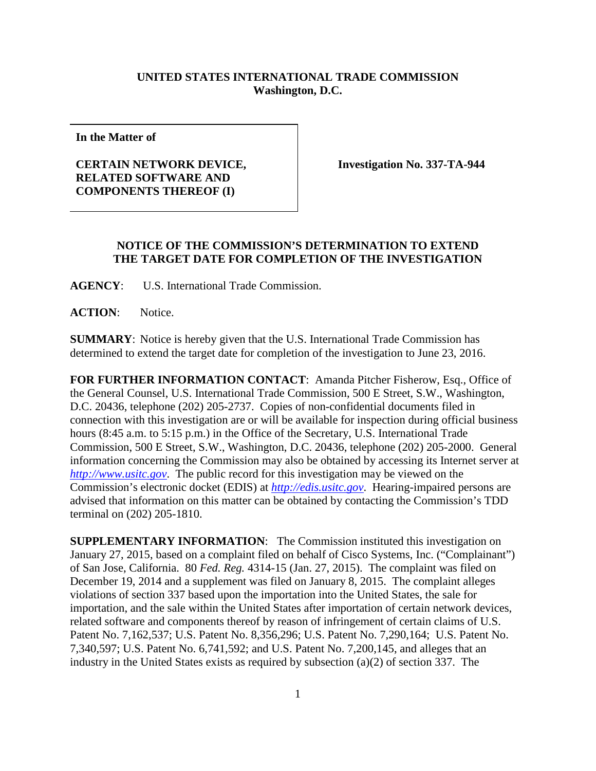**UNITED STATES INTERNATIONAL TRADE COMMISSION**
**Washington, D.C.**

| In the Matter of | |
|---|---|
| **CERTAIN NETWORK DEVICE, RELATED SOFTWARE AND COMPONENTS THEREOF (I)** | **Investigation No. 337-TA-944** |

## NOTICE OF THE COMMISSION'S DETERMINATION TO EXTEND THE TARGET DATE FOR COMPLETION OF THE INVESTIGATION

**AGENCY**: U.S. International Trade Commission.

**ACTION**: Notice.

**SUMMARY**: Notice is hereby given that the U.S. International Trade Commission has determined to extend the target date for completion of the investigation to June 23, 2016.

**FOR FURTHER INFORMATION CONTACT**: Amanda Pitcher Fisherow, Esq., Office of the General Counsel, U.S. International Trade Commission, 500 E Street, S.W., Washington, D.C. 20436, telephone (202) 205-2737. Copies of non-confidential documents filed in connection with this investigation are or will be available for inspection during official business hours (8:45 a.m. to 5:15 p.m.) in the Office of the Secretary, U.S. International Trade Commission, 500 E Street, S.W., Washington, D.C. 20436, telephone (202) 205-2000. General information concerning the Commission may also be obtained by accessing its Internet server at *http://www.usitc.gov*. The public record for this investigation may be viewed on the Commission's electronic docket (EDIS) at *http://edis.usitc.gov*. Hearing-impaired persons are advised that information on this matter can be obtained by contacting the Commission's TDD terminal on (202) 205-1810.

**SUPPLEMENTARY INFORMATION**: The Commission instituted this investigation on January 27, 2015, based on a complaint filed on behalf of Cisco Systems, Inc. ("Complainant") of San Jose, California. 80 *Fed. Reg.* 4314-15 (Jan. 27, 2015). The complaint was filed on December 19, 2014 and a supplement was filed on January 8, 2015. The complaint alleges violations of section 337 based upon the importation into the United States, the sale for importation, and the sale within the United States after importation of certain network devices, related software and components thereof by reason of infringement of certain claims of U.S. Patent No. 7,162,537; U.S. Patent No. 8,356,296; U.S. Patent No. 7,290,164; U.S. Patent No. 7,340,597; U.S. Patent No. 6,741,592; and U.S. Patent No. 7,200,145, and alleges that an industry in the United States exists as required by subsection (a)(2) of section 337. The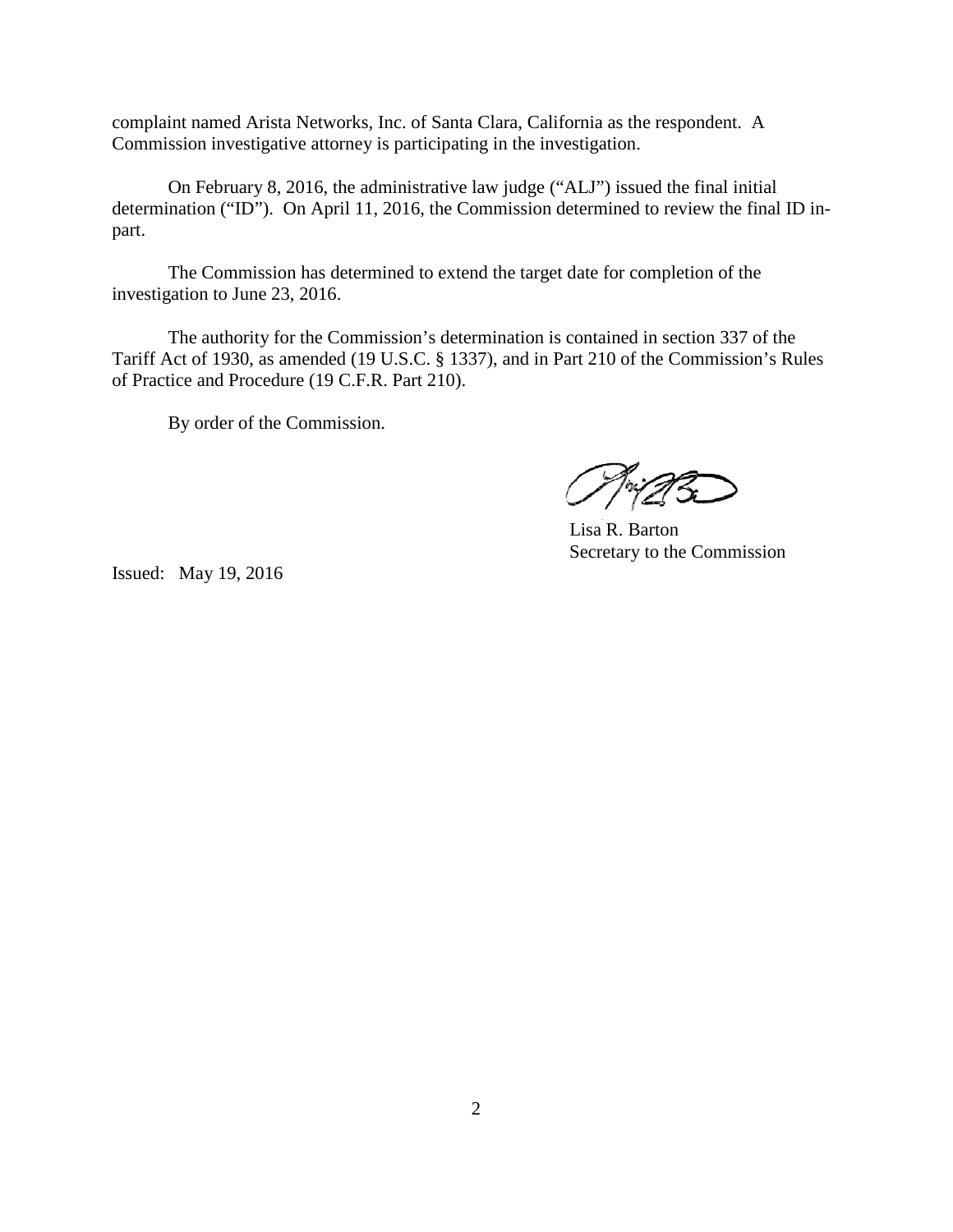complaint named Arista Networks, Inc. of Santa Clara, California as the respondent. A Commission investigative attorney is participating in the investigation.

On February 8, 2016, the administrative law judge ("ALJ") issued the final initial determination ("ID"). On April 11, 2016, the Commission determined to review the final ID in-part.

The Commission has determined to extend the target date for completion of the investigation to June 23, 2016.

The authority for the Commission's determination is contained in section 337 of the Tariff Act of 1930, as amended (19 U.S.C. § 1337), and in Part 210 of the Commission's Rules of Practice and Procedure (19 C.F.R. Part 210).

By order of the Commission.

Lisa R. Barton
Secretary to the Commission

Issued: May 19, 2016